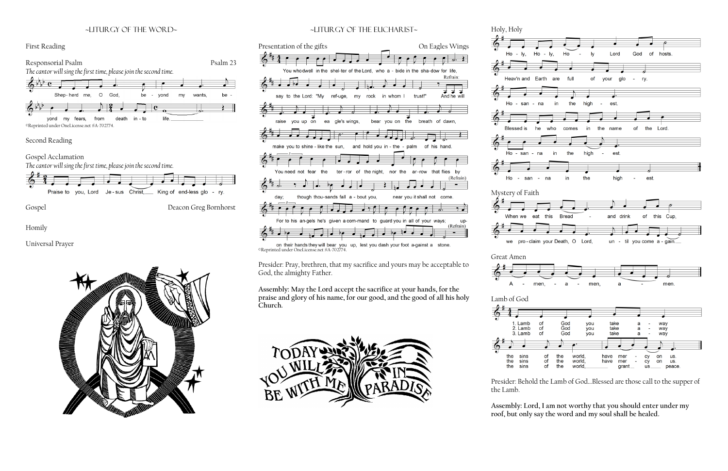## ~LITURGY OF THE WORD~

First Reading

Responsorial Psalm — Psalm 23

*The cantor will sing the first time, please join the second time.*

Shep-herd me, O God, beyond my wants, beyond my fears, from death into life.

©Reprinted under OneLicense.net #A-702774.

Second Reading

Gospel Acclamation

*The cantor will sing the first time, please join the second time.*

Praise to you, Lord Jesus Christ, King of endless glory.

Gospel — Deacon Greg Bornhorst

Homily

Universal Prayer

## ~LITURGY OF THE EUCHARIST~

Presentation of the gifts — On Eagles Wings

You who dwell in the shelter of the Lord, who abide in the shadow for life, say to the Lord: "My refuge, my rock in whom I trust!"

Refrain: And he will raise you up on eagle's wings, bear you on the breath of dawn, make you to shine like the sun, and hold you in the palm of his hand.

You need not fear the terror of the night, nor the arrow that flies by day; though thousands fall about you, near you it shall not come. (Refrain)

For to his angels he's given a command to guard you in all of your ways; upon their hands they will bear you up, lest you dash your foot against a stone. (Refrain)

©Reprinted under OneLicense.net #A-702774.

Presider: Pray, brethren, that my sacrifice and yours may be acceptable to God, the almighty Father.

**Assembly: May the Lord accept the sacrifice at your hands, for the praise and glory of his name, for our good, and the good of all his holy Church.**

TODAY YOU WILL BE WITH ME IN PARADISE

Holy, Holy

Holy, Holy, Holy Lord God of hosts. Heav'n and Earth are full of your glory. Hosanna in the highest. Blessed is he who comes in the name of the Lord. Hosanna in the highest. Hosanna in the highest.

Mystery of Faith

When we eat this Bread and drink of this Cup, we proclaim your Death, O Lord, until you come again.

Great Amen

Amen, amen, amen.

Lamb of God

1. Lamb of God you take away the sins of the world, have mercy on us.
2. Lamb of God you take away the sins of the world, have mercy on us.
3. Lamb of God you take away the sins of the world, grant us peace.

Presider: Behold the Lamb of God...Blessed are those call to the supper of the Lamb.

**Assembly: Lord, I am not worthy that you should enter under my roof, but only say the word and my soul shall be healed.**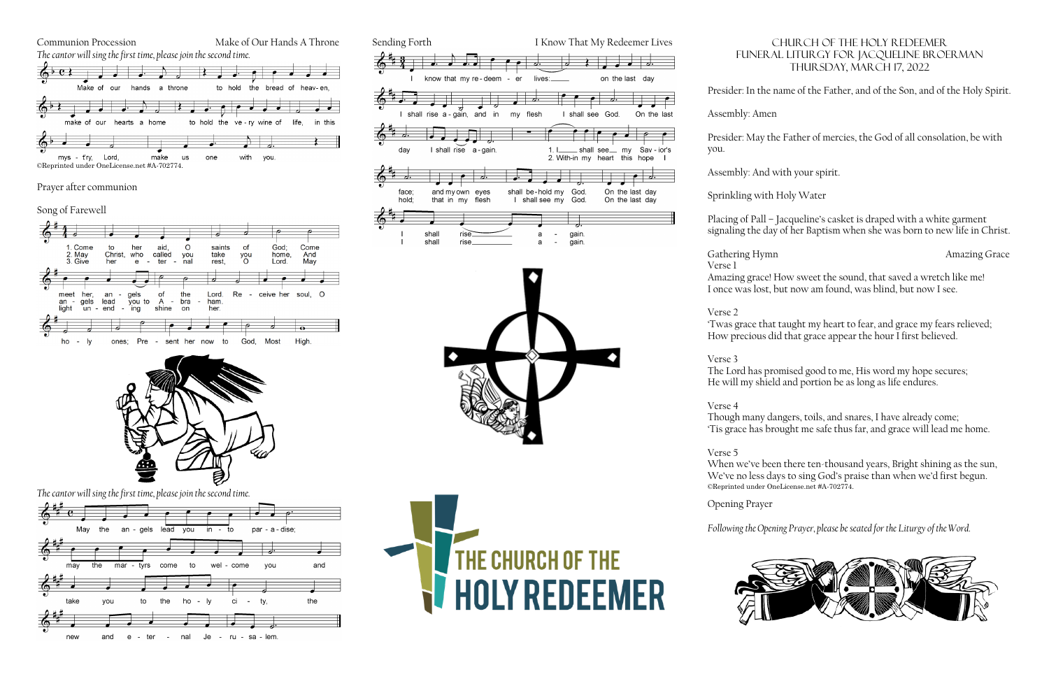Communion Procession — Make of Our Hands A Throne

*The cantor will sing the first time, please join the second time.*

Make of our hands a throne to hold the bread of heav-en, make of our hearts a home to hold the ve-ry wine of life, in this mys-t'ry, Lord, make us one with you.

©Reprinted under OneLicense.net #A-702774.

Prayer after communion

Song of Farewell

1. Come to her aid, O saints of God; Come meet her, an-gels of the Lord. Re-ceive her soul, O ho-ly ones; Pre-sent her now to God, Most High.
2. May Christ, who called you take you home, And an-gels lead you to A-bra-ham.
3. Give her e-ter-nal rest, O Lord. May light un-end-ing shine on her.

*The cantor will sing the first time, please join the second time.*

May the an-gels lead you in-to par-a-dise; may the mar-tyrs come to wel-come you and take you to the ho-ly ci-ty, the new and e-ter-nal Je-ru-sa-lem.

Sending Forth — I Know That My Redeemer Lives

I know that my re-deem-er lives: on the last day I shall rise a-gain, and in my flesh I shall see God. On the last day I shall rise a-gain.

1. I shall see my Sav-ior's face; and my own eyes shall be-hold my God. On the last day I shall rise a-gain.
2. With-in my heart this hope I hold; that in my flesh I shall see my God. On the last day I shall rise a-gain.

THE CHURCH OF THE HOLY REDEEMER

# CHURCH OF THE HOLY REDEEMER
## FUNERAL LITURGY FOR JACQUELINE BROERMAN
### THURSDAY, MARCH 17, 2022

Presider: In the name of the Father, and of the Son, and of the Holy Spirit.

Assembly: Amen

Presider: May the Father of mercies, the God of all consolation, be with you.

Assembly: And with your spirit.

Sprinkling with Holy Water

Placing of Pall – Jacqueline's casket is draped with a white garment signaling the day of her Baptism when she was born to new life in Christ.

Gathering Hymn — Amazing Grace

Verse 1
Amazing grace! How sweet the sound, that saved a wretch like me!
I once was lost, but now am found, was blind, but now I see.

Verse 2
'Twas grace that taught my heart to fear, and grace my fears relieved;
How precious did that grace appear the hour I first believed.

Verse 3
The Lord has promised good to me, His word my hope secures;
He will my shield and portion be as long as life endures.

Verse 4
Though many dangers, toils, and snares, I have already come;
'Tis grace has brought me safe thus far, and grace will lead me home.

Verse 5
When we've been there ten-thousand years, Bright shining as the sun,
We've no less days to sing God's praise than when we'd first begun.
©Reprinted under OneLicense.net #A-702774.

Opening Prayer

*Following the Opening Prayer, please be seated for the Liturgy of the Word.*